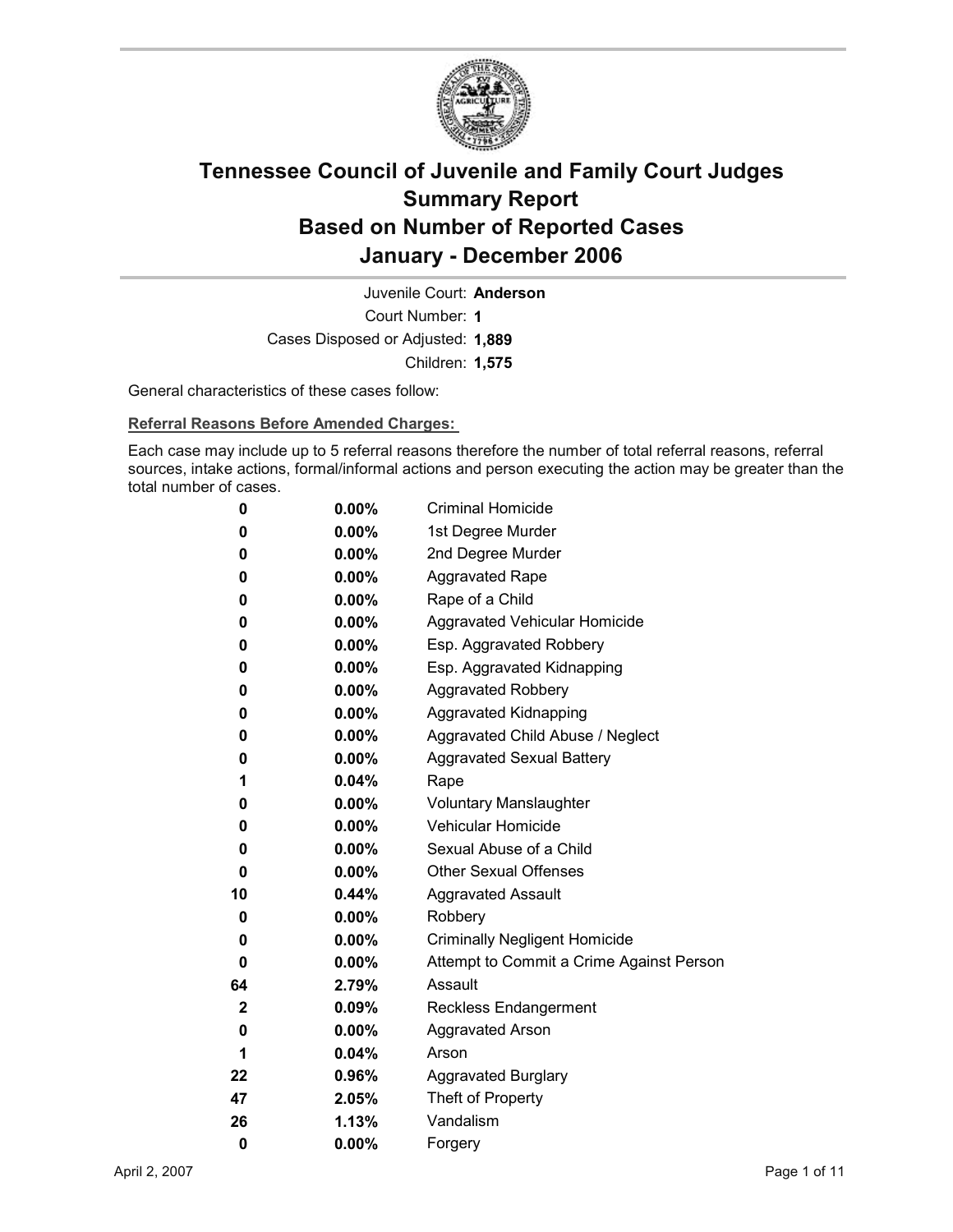# Tennessee Council of Juvenile and Family Court Judges
## Summary Report
## Based on Number of Reported Cases
## January - December 2006

Juvenile Court: **Anderson**
Court Number: **1**
Cases Disposed or Adjusted: **1,889**
Children: **1,575**

General characteristics of these cases follow:

**Referral Reasons Before Amended Charges:**

Each case may include up to 5 referral reasons therefore the number of total referral reasons, referral sources, intake actions, formal/informal actions and person executing the action may be greater than the total number of cases.

| Count | Percent | Referral Reason |
|---|---|---|
| 0 | 0.00% | Criminal Homicide |
| 0 | 0.00% | 1st Degree Murder |
| 0 | 0.00% | 2nd Degree Murder |
| 0 | 0.00% | Aggravated Rape |
| 0 | 0.00% | Rape of a Child |
| 0 | 0.00% | Aggravated Vehicular Homicide |
| 0 | 0.00% | Esp. Aggravated Robbery |
| 0 | 0.00% | Esp. Aggravated Kidnapping |
| 0 | 0.00% | Aggravated Robbery |
| 0 | 0.00% | Aggravated Kidnapping |
| 0 | 0.00% | Aggravated Child Abuse / Neglect |
| 0 | 0.00% | Aggravated Sexual Battery |
| 1 | 0.04% | Rape |
| 0 | 0.00% | Voluntary Manslaughter |
| 0 | 0.00% | Vehicular Homicide |
| 0 | 0.00% | Sexual Abuse of a Child |
| 0 | 0.00% | Other Sexual Offenses |
| 10 | 0.44% | Aggravated Assault |
| 0 | 0.00% | Robbery |
| 0 | 0.00% | Criminally Negligent Homicide |
| 0 | 0.00% | Attempt to Commit a Crime Against Person |
| 64 | 2.79% | Assault |
| 2 | 0.09% | Reckless Endangerment |
| 0 | 0.00% | Aggravated Arson |
| 1 | 0.04% | Arson |
| 22 | 0.96% | Aggravated Burglary |
| 47 | 2.05% | Theft of Property |
| 26 | 1.13% | Vandalism |
| 0 | 0.00% | Forgery |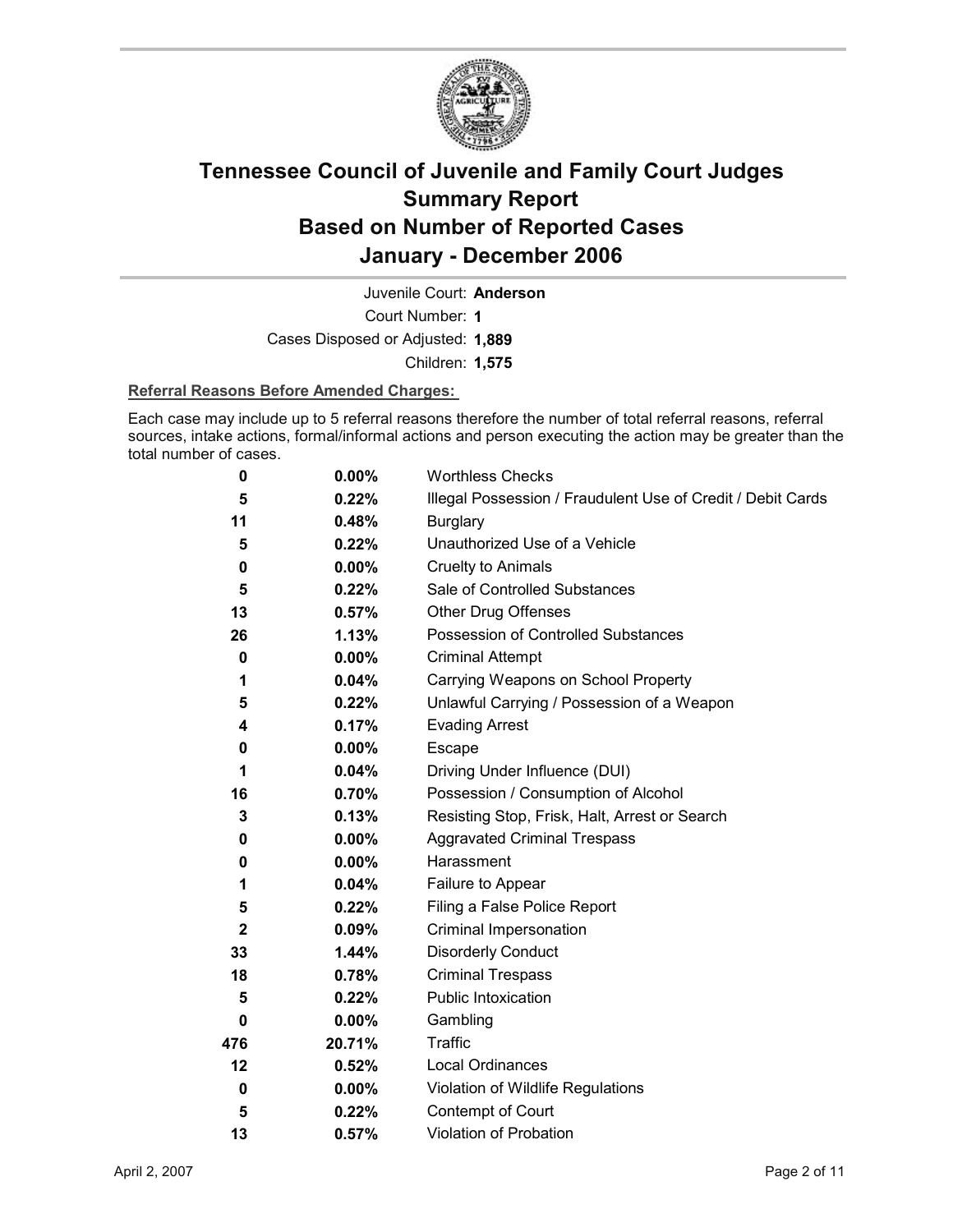# Tennessee Council of Juvenile and Family Court Judges
# Summary Report
# Based on Number of Reported Cases
# January - December 2006

Juvenile Court: **Anderson**
Court Number: **1**
Cases Disposed or Adjusted: **1,889**
Children: **1,575**

**Referral Reasons Before Amended Charges:**

Each case may include up to 5 referral reasons therefore the number of total referral reasons, referral sources, intake actions, formal/informal actions and person executing the action may be greater than the total number of cases.

| Count | Percent | Referral Reason |
|---|---|---|
| 0 | 0.00% | Worthless Checks |
| 5 | 0.22% | Illegal Possession / Fraudulent Use of Credit / Debit Cards |
| 11 | 0.48% | Burglary |
| 5 | 0.22% | Unauthorized Use of a Vehicle |
| 0 | 0.00% | Cruelty to Animals |
| 5 | 0.22% | Sale of Controlled Substances |
| 13 | 0.57% | Other Drug Offenses |
| 26 | 1.13% | Possession of Controlled Substances |
| 0 | 0.00% | Criminal Attempt |
| 1 | 0.04% | Carrying Weapons on School Property |
| 5 | 0.22% | Unlawful Carrying / Possession of a Weapon |
| 4 | 0.17% | Evading Arrest |
| 0 | 0.00% | Escape |
| 1 | 0.04% | Driving Under Influence (DUI) |
| 16 | 0.70% | Possession / Consumption of Alcohol |
| 3 | 0.13% | Resisting Stop, Frisk, Halt, Arrest or Search |
| 0 | 0.00% | Aggravated Criminal Trespass |
| 0 | 0.00% | Harassment |
| 1 | 0.04% | Failure to Appear |
| 5 | 0.22% | Filing a False Police Report |
| 2 | 0.09% | Criminal Impersonation |
| 33 | 1.44% | Disorderly Conduct |
| 18 | 0.78% | Criminal Trespass |
| 5 | 0.22% | Public Intoxication |
| 0 | 0.00% | Gambling |
| 476 | 20.71% | Traffic |
| 12 | 0.52% | Local Ordinances |
| 0 | 0.00% | Violation of Wildlife Regulations |
| 5 | 0.22% | Contempt of Court |
| 13 | 0.57% | Violation of Probation |

April 2, 2007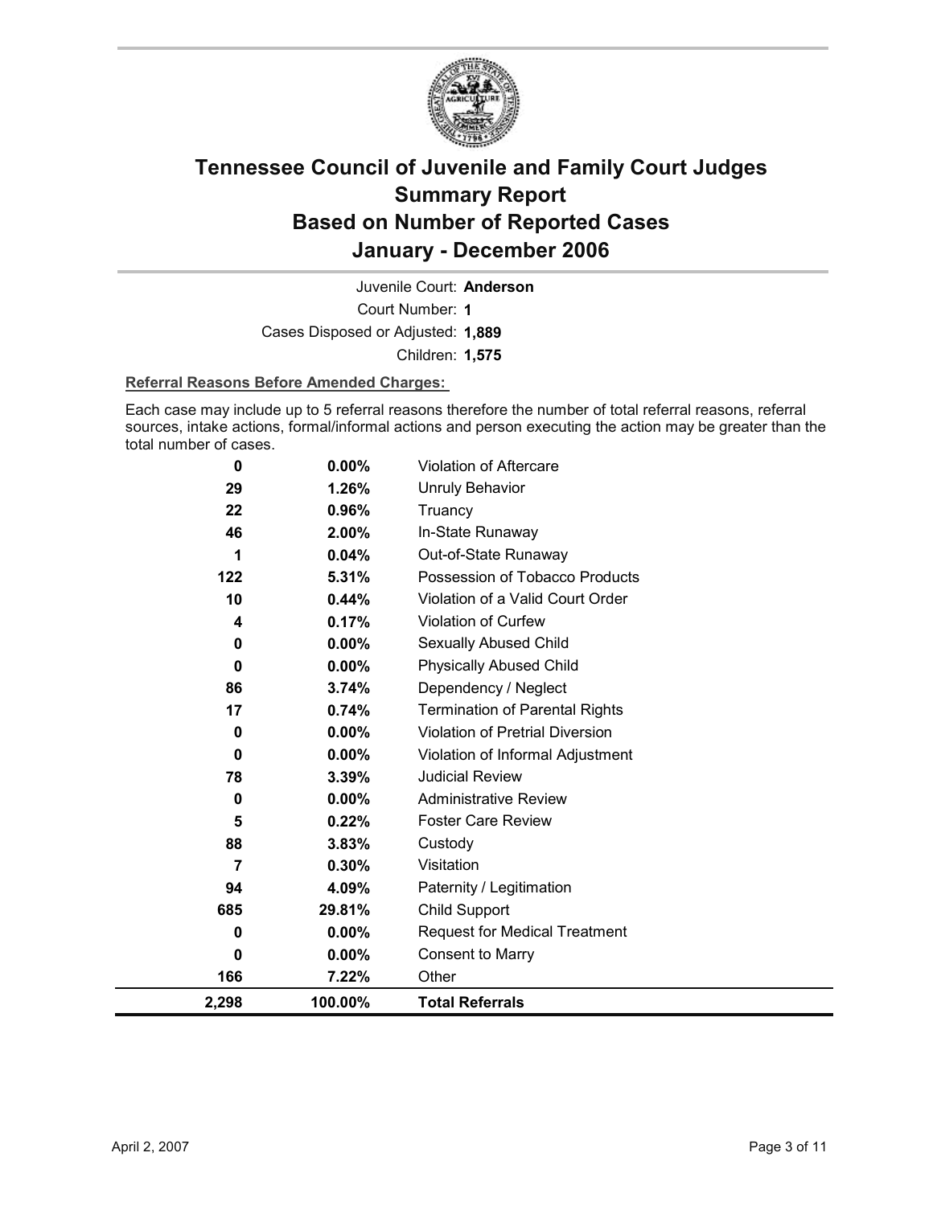# Tennessee Council of Juvenile and Family Court Judges
# Summary Report
# Based on Number of Reported Cases
# January - December 2006

Juvenile Court: **Anderson**

Court Number: **1**

Cases Disposed or Adjusted: **1,889**

Children: **1,575**

**Referral Reasons Before Amended Charges:**

Each case may include up to 5 referral reasons therefore the number of total referral reasons, referral sources, intake actions, formal/informal actions and person executing the action may be greater than the total number of cases.

| Count | Percent | Referral Reason |
|---|---|---|
| 0 | 0.00% | Violation of Aftercare |
| 29 | 1.26% | Unruly Behavior |
| 22 | 0.96% | Truancy |
| 46 | 2.00% | In-State Runaway |
| 1 | 0.04% | Out-of-State Runaway |
| 122 | 5.31% | Possession of Tobacco Products |
| 10 | 0.44% | Violation of a Valid Court Order |
| 4 | 0.17% | Violation of Curfew |
| 0 | 0.00% | Sexually Abused Child |
| 0 | 0.00% | Physically Abused Child |
| 86 | 3.74% | Dependency / Neglect |
| 17 | 0.74% | Termination of Parental Rights |
| 0 | 0.00% | Violation of Pretrial Diversion |
| 0 | 0.00% | Violation of Informal Adjustment |
| 78 | 3.39% | Judicial Review |
| 0 | 0.00% | Administrative Review |
| 5 | 0.22% | Foster Care Review |
| 88 | 3.83% | Custody |
| 7 | 0.30% | Visitation |
| 94 | 4.09% | Paternity / Legitimation |
| 685 | 29.81% | Child Support |
| 0 | 0.00% | Request for Medical Treatment |
| 0 | 0.00% | Consent to Marry |
| 166 | 7.22% | Other |
| **2,298** | **100.00%** | **Total Referrals** |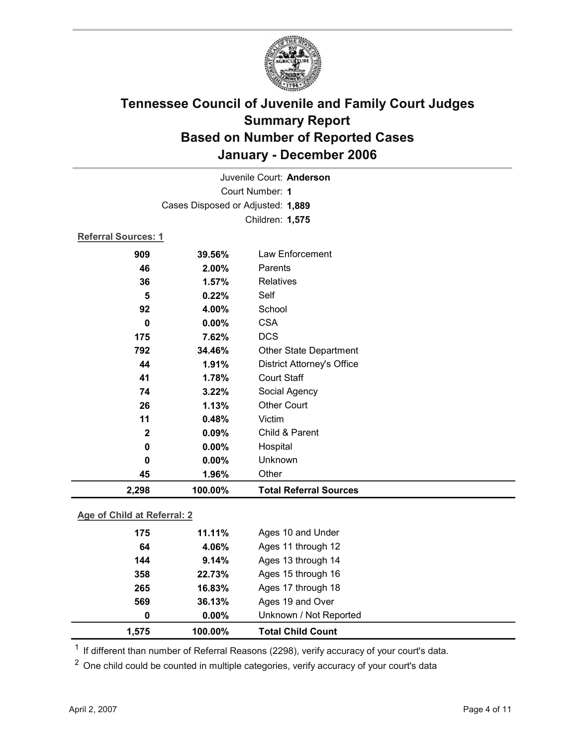# Tennessee Council of Juvenile and Family Court Judges Summary Report Based on Number of Reported Cases January - December 2006

Juvenile Court: **Anderson**

Court Number: **1**

Cases Disposed or Adjusted: **1,889**

Children: **1,575**

**Referral Sources: 1**

| Count | Percent | Source |
|---|---|---|
| 909 | 39.56% | Law Enforcement |
| 46 | 2.00% | Parents |
| 36 | 1.57% | Relatives |
| 5 | 0.22% | Self |
| 92 | 4.00% | School |
| 0 | 0.00% | CSA |
| 175 | 7.62% | DCS |
| 792 | 34.46% | Other State Department |
| 44 | 1.91% | District Attorney's Office |
| 41 | 1.78% | Court Staff |
| 74 | 3.22% | Social Agency |
| 26 | 1.13% | Other Court |
| 11 | 0.48% | Victim |
| 2 | 0.09% | Child & Parent |
| 0 | 0.00% | Hospital |
| 0 | 0.00% | Unknown |
| 45 | 1.96% | Other |
| **2,298** | **100.00%** | **Total Referral Sources** |

**Age of Child at Referral: 2**

| Count | Percent | Age |
|---|---|---|
| 175 | 11.11% | Ages 10 and Under |
| 64 | 4.06% | Ages 11 through 12 |
| 144 | 9.14% | Ages 13 through 14 |
| 358 | 22.73% | Ages 15 through 16 |
| 265 | 16.83% | Ages 17 through 18 |
| 569 | 36.13% | Ages 19 and Over |
| 0 | 0.00% | Unknown / Not Reported |
| **1,575** | **100.00%** | **Total Child Count** |

[1] If different than number of Referral Reasons (2298), verify accuracy of your court's data.

[2] One child could be counted in multiple categories, verify accuracy of your court's data

April 2, 2007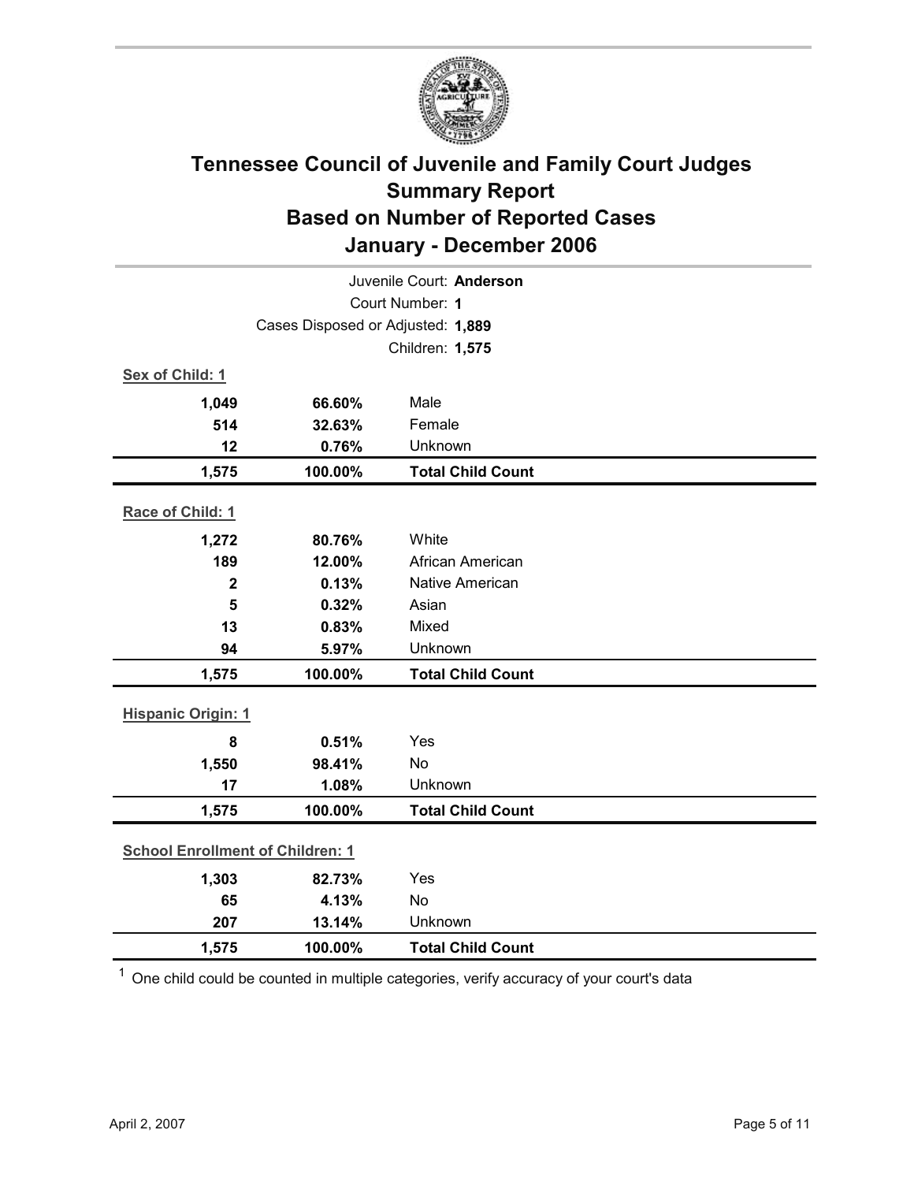# Tennessee Council of Juvenile and Family Court Judges
## Summary Report
## Based on Number of Reported Cases
## January - December 2006

Juvenile Court: **Anderson**
Court Number: **1**
Cases Disposed or Adjusted: **1,889**
Children: **1,575**

**Sex of Child: 1**

| | | |
|---|---|---|
| **1,049** | **66.60%** | Male |
| **514** | **32.63%** | Female |
| **12** | **0.76%** | Unknown |
| **1,575** | **100.00%** | **Total Child Count** |

**Race of Child: 1**

| | | |
|---|---|---|
| **1,272** | **80.76%** | White |
| **189** | **12.00%** | African American |
| **2** | **0.13%** | Native American |
| **5** | **0.32%** | Asian |
| **13** | **0.83%** | Mixed |
| **94** | **5.97%** | Unknown |
| **1,575** | **100.00%** | **Total Child Count** |

**Hispanic Origin: 1**

| | | |
|---|---|---|
| **8** | **0.51%** | Yes |
| **1,550** | **98.41%** | No |
| **17** | **1.08%** | Unknown |
| **1,575** | **100.00%** | **Total Child Count** |

**School Enrollment of Children: 1**

| | | |
|---|---|---|
| **1,303** | **82.73%** | Yes |
| **65** | **4.13%** | No |
| **207** | **13.14%** | Unknown |
| **1,575** | **100.00%** | **Total Child Count** |

[1] One child could be counted in multiple categories, verify accuracy of your court's data

April 2, 2007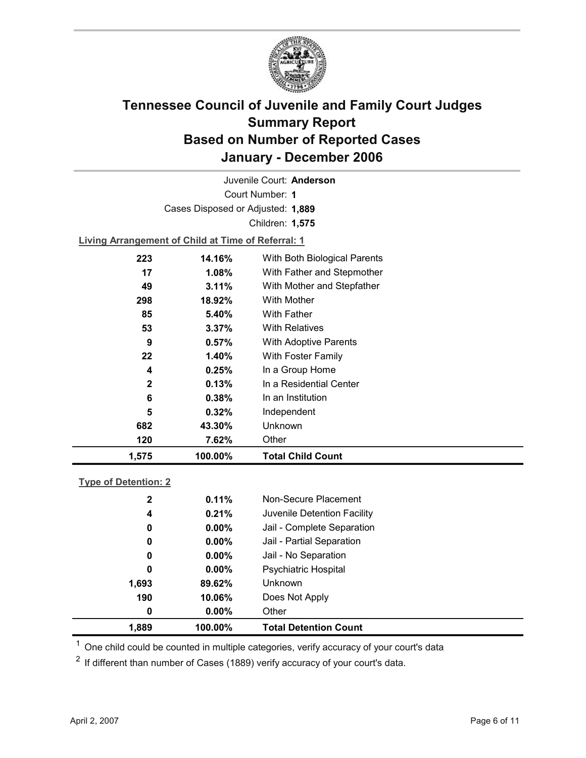# Tennessee Council of Juvenile and Family Court Judges
## Summary Report
## Based on Number of Reported Cases
## January - December 2006

Juvenile Court: **Anderson**

Court Number: **1**

Cases Disposed or Adjusted: **1,889**

Children: **1,575**

**Living Arrangement of Child at Time of Referral: 1**

| Count | Percent | Living Arrangement |
|---|---|---|
| 223 | 14.16% | With Both Biological Parents |
| 17 | 1.08% | With Father and Stepmother |
| 49 | 3.11% | With Mother and Stepfather |
| 298 | 18.92% | With Mother |
| 85 | 5.40% | With Father |
| 53 | 3.37% | With Relatives |
| 9 | 0.57% | With Adoptive Parents |
| 22 | 1.40% | With Foster Family |
| 4 | 0.25% | In a Group Home |
| 2 | 0.13% | In a Residential Center |
| 6 | 0.38% | In an Institution |
| 5 | 0.32% | Independent |
| 682 | 43.30% | Unknown |
| 120 | 7.62% | Other |
| **1,575** | **100.00%** | **Total Child Count** |

**Type of Detention: 2**

| Count | Percent | Type of Detention |
|---|---|---|
| 2 | 0.11% | Non-Secure Placement |
| 4 | 0.21% | Juvenile Detention Facility |
| 0 | 0.00% | Jail - Complete Separation |
| 0 | 0.00% | Jail - Partial Separation |
| 0 | 0.00% | Jail - No Separation |
| 0 | 0.00% | Psychiatric Hospital |
| 1,693 | 89.62% | Unknown |
| 190 | 10.06% | Does Not Apply |
| 0 | 0.00% | Other |
| **1,889** | **100.00%** | **Total Detention Count** |

[1] One child could be counted in multiple categories, verify accuracy of your court's data

[2] If different than number of Cases (1889) verify accuracy of your court's data.

April 2, 2007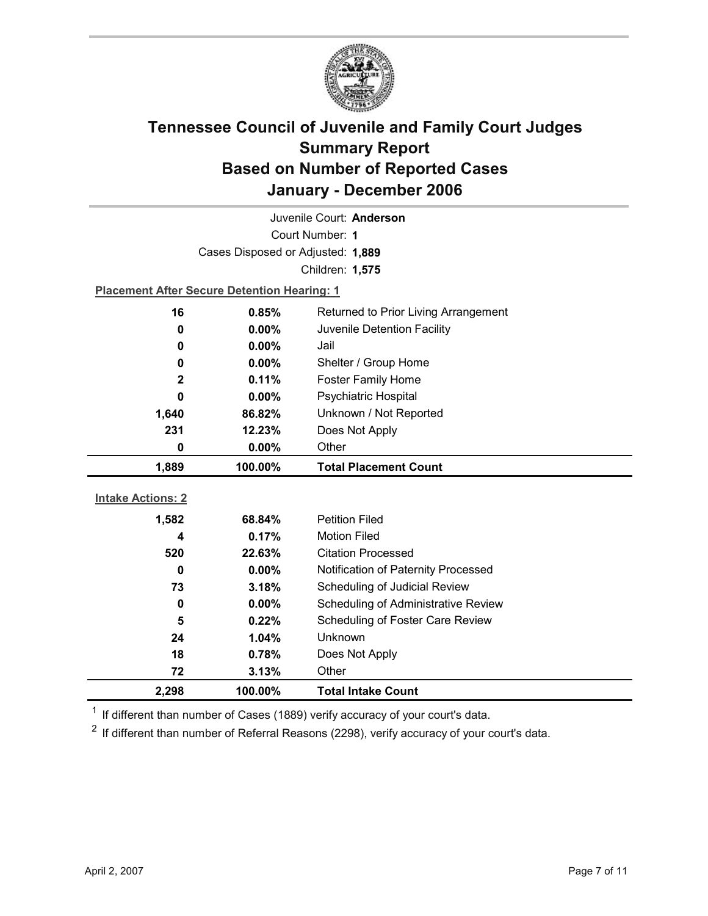# Tennessee Council of Juvenile and Family Court Judges
## Summary Report
## Based on Number of Reported Cases
## January - December 2006

Juvenile Court: **Anderson**
Court Number: **1**
Cases Disposed or Adjusted: **1,889**
Children: **1,575**

**Placement After Secure Detention Hearing: 1**

| | | |
|---|---|---|
| 16 | 0.85% | Returned to Prior Living Arrangement |
| 0 | 0.00% | Juvenile Detention Facility |
| 0 | 0.00% | Jail |
| 0 | 0.00% | Shelter / Group Home |
| 2 | 0.11% | Foster Family Home |
| 0 | 0.00% | Psychiatric Hospital |
| 1,640 | 86.82% | Unknown / Not Reported |
| 231 | 12.23% | Does Not Apply |
| 0 | 0.00% | Other |
| **1,889** | **100.00%** | **Total Placement Count** |

**Intake Actions: 2**

| | | |
|---|---|---|
| 1,582 | 68.84% | Petition Filed |
| 4 | 0.17% | Motion Filed |
| 520 | 22.63% | Citation Processed |
| 0 | 0.00% | Notification of Paternity Processed |
| 73 | 3.18% | Scheduling of Judicial Review |
| 0 | 0.00% | Scheduling of Administrative Review |
| 5 | 0.22% | Scheduling of Foster Care Review |
| 24 | 1.04% | Unknown |
| 18 | 0.78% | Does Not Apply |
| 72 | 3.13% | Other |
| **2,298** | **100.00%** | **Total Intake Count** |

[1] If different than number of Cases (1889) verify accuracy of your court's data.

[2] If different than number of Referral Reasons (2298), verify accuracy of your court's data.

April 2, 2007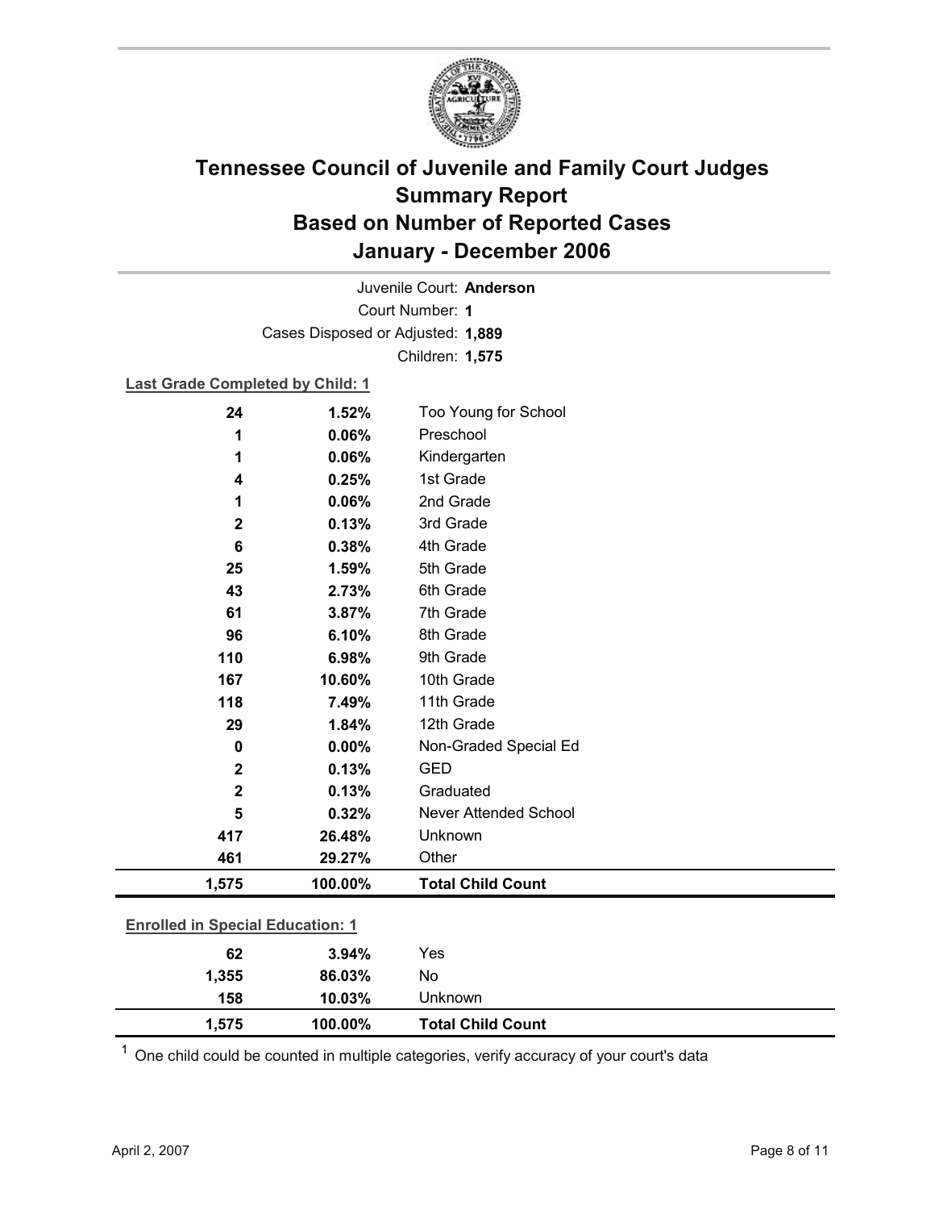# Tennessee Council of Juvenile and Family Court Judges
## Summary Report
## Based on Number of Reported Cases
## January - December 2006

Juvenile Court: **Anderson**
Court Number: **1**
Cases Disposed or Adjusted: **1,889**
Children: **1,575**

**Last Grade Completed by Child: 1**

| Count | Percent | Category |
|---|---|---|
| 24 | 1.52% | Too Young for School |
| 1 | 0.06% | Preschool |
| 1 | 0.06% | Kindergarten |
| 4 | 0.25% | 1st Grade |
| 1 | 0.06% | 2nd Grade |
| 2 | 0.13% | 3rd Grade |
| 6 | 0.38% | 4th Grade |
| 25 | 1.59% | 5th Grade |
| 43 | 2.73% | 6th Grade |
| 61 | 3.87% | 7th Grade |
| 96 | 6.10% | 8th Grade |
| 110 | 6.98% | 9th Grade |
| 167 | 10.60% | 10th Grade |
| 118 | 7.49% | 11th Grade |
| 29 | 1.84% | 12th Grade |
| 0 | 0.00% | Non-Graded Special Ed |
| 2 | 0.13% | GED |
| 2 | 0.13% | Graduated |
| 5 | 0.32% | Never Attended School |
| 417 | 26.48% | Unknown |
| 461 | 29.27% | Other |
| **1,575** | **100.00%** | **Total Child Count** |

**Enrolled in Special Education: 1**

| Count | Percent | Category |
|---|---|---|
| 62 | 3.94% | Yes |
| 1,355 | 86.03% | No |
| 158 | 10.03% | Unknown |
| **1,575** | **100.00%** | **Total Child Count** |

[1] One child could be counted in multiple categories, verify accuracy of your court's data

April 2, 2007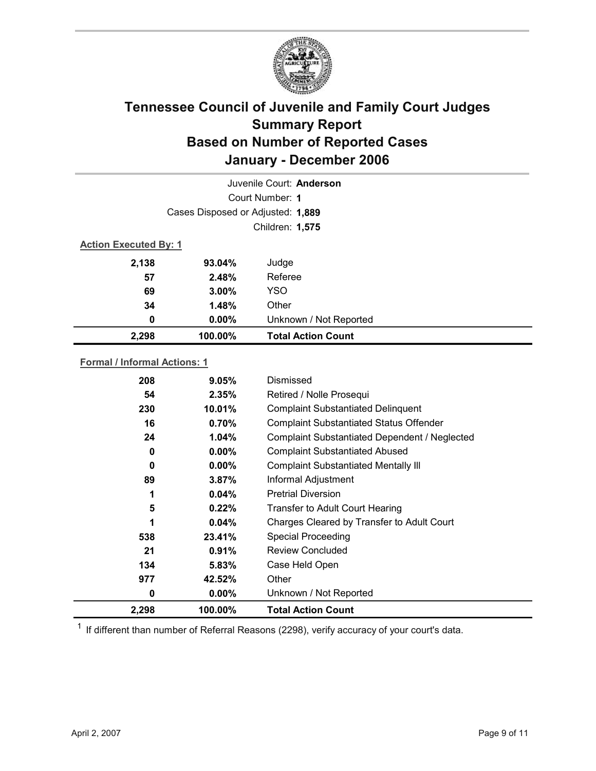# Tennessee Council of Juvenile and Family Court Judges
# Summary Report
# Based on Number of Reported Cases
# January - December 2006

Juvenile Court: **Anderson**

Court Number: **1**

Cases Disposed or Adjusted: **1,889**

Children: **1,575**

**Action Executed By: 1**

| Count | Percent | Action |
|---|---|---|
| 2,138 | 93.04% | Judge |
| 57 | 2.48% | Referee |
| 69 | 3.00% | YSO |
| 34 | 1.48% | Other |
| 0 | 0.00% | Unknown / Not Reported |
| **2,298** | **100.00%** | **Total Action Count** |

**Formal / Informal Actions: 1**

| Count | Percent | Action |
|---|---|---|
| 208 | 9.05% | Dismissed |
| 54 | 2.35% | Retired / Nolle Prosequi |
| 230 | 10.01% | Complaint Substantiated Delinquent |
| 16 | 0.70% | Complaint Substantiated Status Offender |
| 24 | 1.04% | Complaint Substantiated Dependent / Neglected |
| 0 | 0.00% | Complaint Substantiated Abused |
| 0 | 0.00% | Complaint Substantiated Mentally Ill |
| 89 | 3.87% | Informal Adjustment |
| 1 | 0.04% | Pretrial Diversion |
| 5 | 0.22% | Transfer to Adult Court Hearing |
| 1 | 0.04% | Charges Cleared by Transfer to Adult Court |
| 538 | 23.41% | Special Proceeding |
| 21 | 0.91% | Review Concluded |
| 134 | 5.83% | Case Held Open |
| 977 | 42.52% | Other |
| 0 | 0.00% | Unknown / Not Reported |
| **2,298** | **100.00%** | **Total Action Count** |

[1] If different than number of Referral Reasons (2298), verify accuracy of your court's data.

April 2, 2007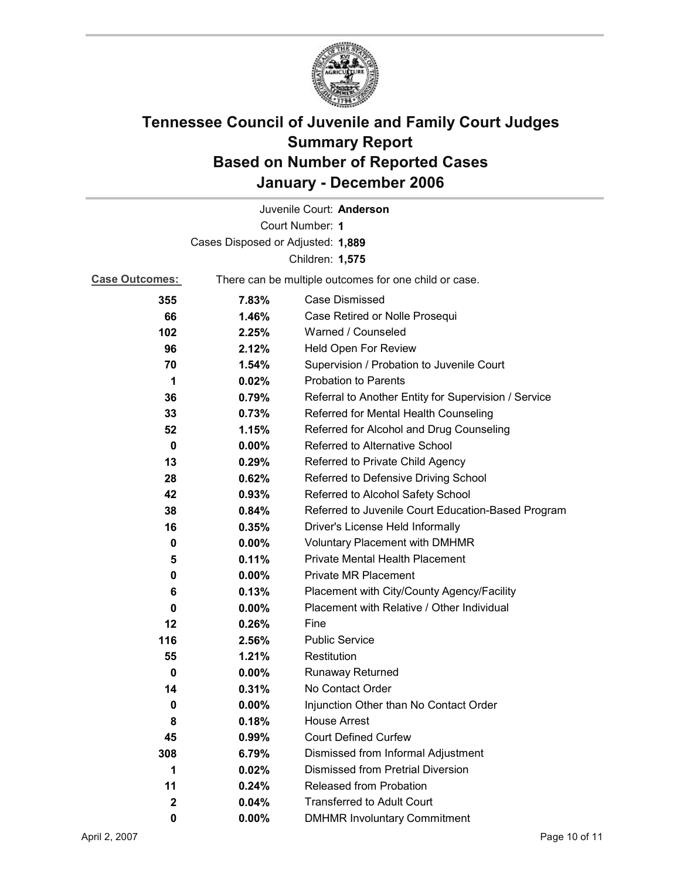# Tennessee Council of Juvenile and Family Court Judges
## Summary Report
## Based on Number of Reported Cases
## January - December 2006

Juvenile Court: **Anderson**
Court Number: **1**
Cases Disposed or Adjusted: **1,889**
Children: **1,575**

**Case Outcomes:** There can be multiple outcomes for one child or case.

| Count | Percent | Outcome |
|---|---|---|
| 355 | 7.83% | Case Dismissed |
| 66 | 1.46% | Case Retired or Nolle Prosequi |
| 102 | 2.25% | Warned / Counseled |
| 96 | 2.12% | Held Open For Review |
| 70 | 1.54% | Supervision / Probation to Juvenile Court |
| 1 | 0.02% | Probation to Parents |
| 36 | 0.79% | Referral to Another Entity for Supervision / Service |
| 33 | 0.73% | Referred for Mental Health Counseling |
| 52 | 1.15% | Referred for Alcohol and Drug Counseling |
| 0 | 0.00% | Referred to Alternative School |
| 13 | 0.29% | Referred to Private Child Agency |
| 28 | 0.62% | Referred to Defensive Driving School |
| 42 | 0.93% | Referred to Alcohol Safety School |
| 38 | 0.84% | Referred to Juvenile Court Education-Based Program |
| 16 | 0.35% | Driver's License Held Informally |
| 0 | 0.00% | Voluntary Placement with DMHMR |
| 5 | 0.11% | Private Mental Health Placement |
| 0 | 0.00% | Private MR Placement |
| 6 | 0.13% | Placement with City/County Agency/Facility |
| 0 | 0.00% | Placement with Relative / Other Individual |
| 12 | 0.26% | Fine |
| 116 | 2.56% | Public Service |
| 55 | 1.21% | Restitution |
| 0 | 0.00% | Runaway Returned |
| 14 | 0.31% | No Contact Order |
| 0 | 0.00% | Injunction Other than No Contact Order |
| 8 | 0.18% | House Arrest |
| 45 | 0.99% | Court Defined Curfew |
| 308 | 6.79% | Dismissed from Informal Adjustment |
| 1 | 0.02% | Dismissed from Pretrial Diversion |
| 11 | 0.24% | Released from Probation |
| 2 | 0.04% | Transferred to Adult Court |
| 0 | 0.00% | DMHMR Involuntary Commitment |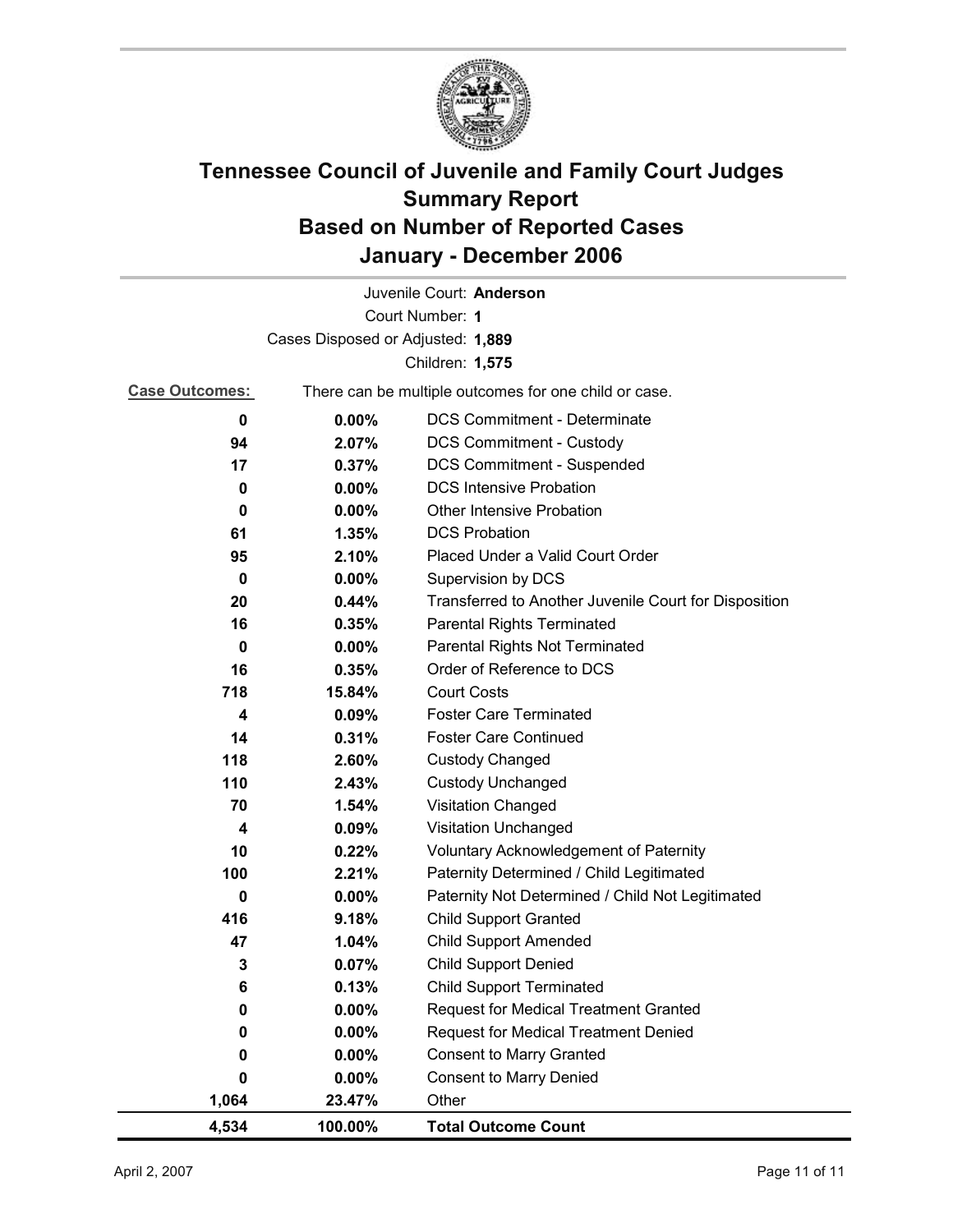# Tennessee Council of Juvenile and Family Court Judges
## Summary Report
## Based on Number of Reported Cases
## January - December 2006

Juvenile Court: **Anderson**

Court Number: **1**

Cases Disposed or Adjusted: **1,889**

Children: **1,575**

**Case Outcomes:** There can be multiple outcomes for one child or case.

| | | |
|---|---|---|
| 0 | 0.00% | DCS Commitment - Determinate |
| 94 | 2.07% | DCS Commitment - Custody |
| 17 | 0.37% | DCS Commitment - Suspended |
| 0 | 0.00% | DCS Intensive Probation |
| 0 | 0.00% | Other Intensive Probation |
| 61 | 1.35% | DCS Probation |
| 95 | 2.10% | Placed Under a Valid Court Order |
| 0 | 0.00% | Supervision by DCS |
| 20 | 0.44% | Transferred to Another Juvenile Court for Disposition |
| 16 | 0.35% | Parental Rights Terminated |
| 0 | 0.00% | Parental Rights Not Terminated |
| 16 | 0.35% | Order of Reference to DCS |
| 718 | 15.84% | Court Costs |
| 4 | 0.09% | Foster Care Terminated |
| 14 | 0.31% | Foster Care Continued |
| 118 | 2.60% | Custody Changed |
| 110 | 2.43% | Custody Unchanged |
| 70 | 1.54% | Visitation Changed |
| 4 | 0.09% | Visitation Unchanged |
| 10 | 0.22% | Voluntary Acknowledgement of Paternity |
| 100 | 2.21% | Paternity Determined / Child Legitimated |
| 0 | 0.00% | Paternity Not Determined / Child Not Legitimated |
| 416 | 9.18% | Child Support Granted |
| 47 | 1.04% | Child Support Amended |
| 3 | 0.07% | Child Support Denied |
| 6 | 0.13% | Child Support Terminated |
| 0 | 0.00% | Request for Medical Treatment Granted |
| 0 | 0.00% | Request for Medical Treatment Denied |
| 0 | 0.00% | Consent to Marry Granted |
| 0 | 0.00% | Consent to Marry Denied |
| 1,064 | 23.47% | Other |
| **4,534** | **100.00%** | **Total Outcome Count** |

April 2, 2007